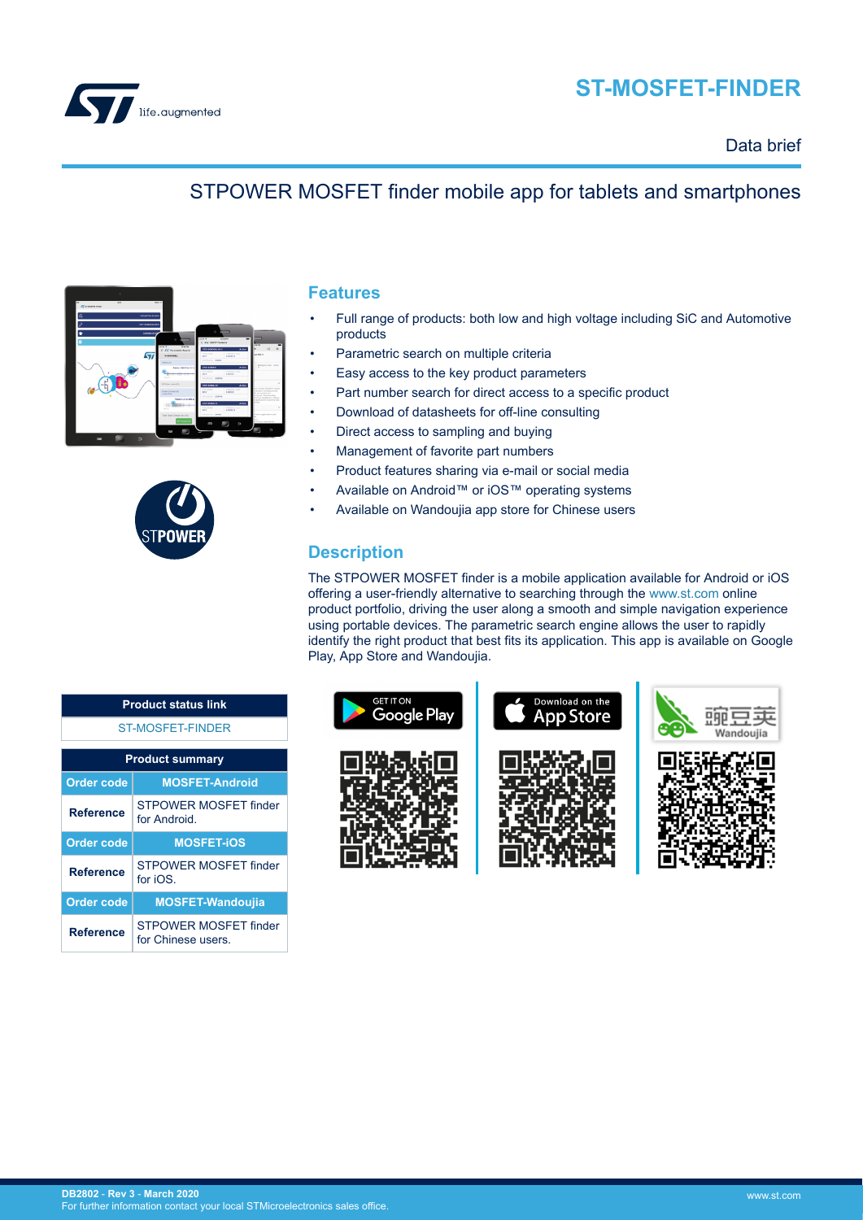# ST-MOSFET-FINDER

Data brief

## STPOWER MOSFET finder mobile app for tablets and smartphones

## Features

- Full range of products: both low and high voltage including SiC and Automotive products
- Parametric search on multiple criteria
- Easy access to the key product parameters
- Part number search for direct access to a specific product
- Download of datasheets for off-line consulting
- Direct access to sampling and buying
- Management of favorite part numbers
- Product features sharing via e-mail or social media
- Available on Android™ or iOS™ operating systems
- Available on Wandoujia app store for Chinese users

## Description

The STPOWER MOSFET finder is a mobile application available for Android or iOS offering a user-friendly alternative to searching through the www.st.com online product portfolio, driving the user along a smooth and simple navigation experience using portable devices. The parametric search engine allows the user to rapidly identify the right product that best fits its application. This app is available on Google Play, App Store and Wandoujia.

| Product status link |
|---|
| ST-MOSFET-FINDER |

| Product summary | |
|---|---|
| Order code | MOSFET-Android |
| Reference | STPOWER MOSFET finder for Android. |
| Order code | MOSFET-iOS |
| Reference | STPOWER MOSFET finder for iOS. |
| Order code | MOSFET-Wandoujia |
| Reference | STPOWER MOSFET finder for Chinese users. |

GET IT ON Google Play

Download on the App Store

豌豆荚 Wandoujia

DB2802 - Rev 3 - March 2020
For further information contact your local STMicroelectronics sales office.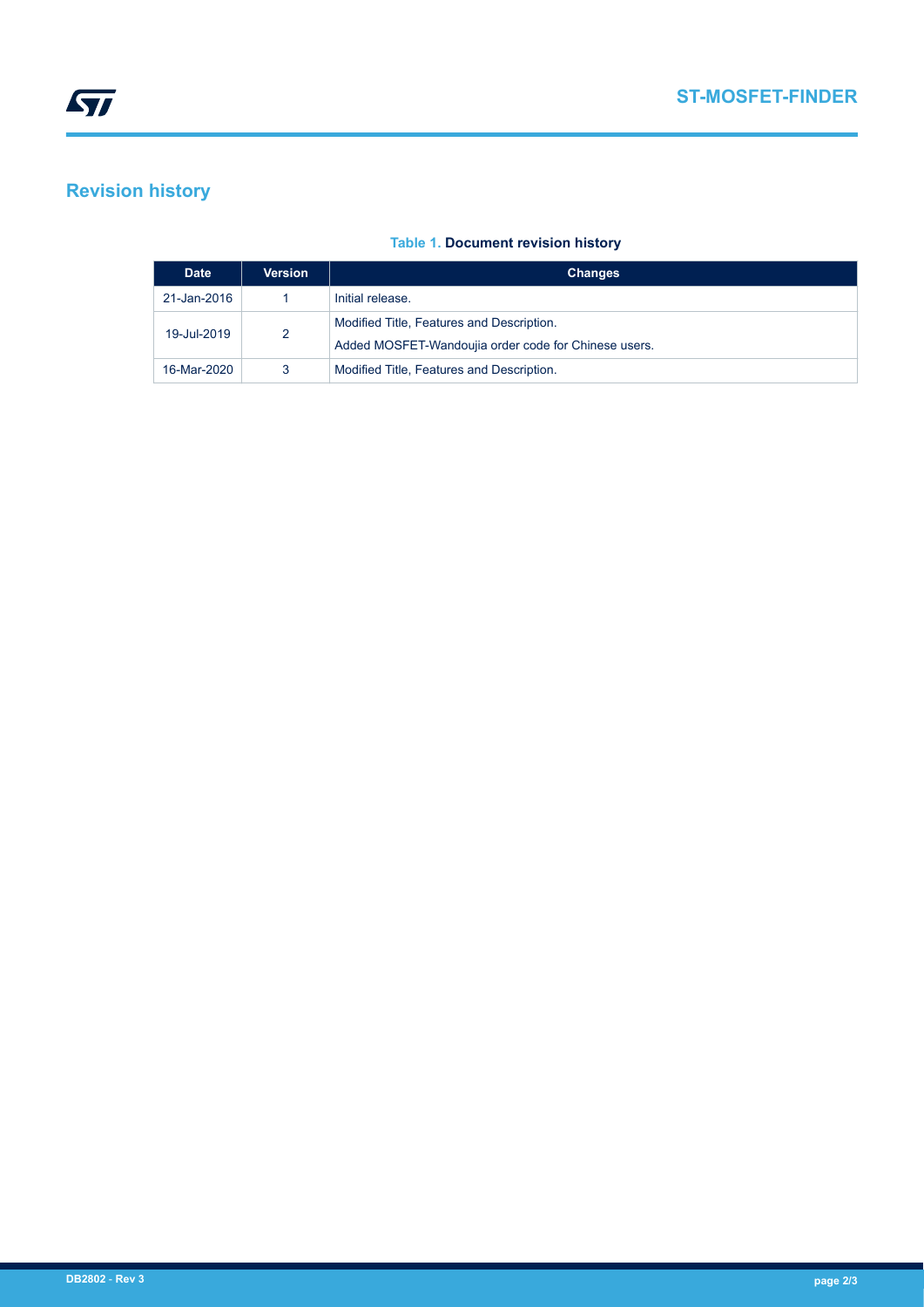# Revision history

**Table 1. Document revision history**

| Date | Version | Changes |
|---|---|---|
| 21-Jan-2016 | 1 | Initial release. |
| 19-Jul-2019 | 2 | Modified Title, Features and Description.<br>Added MOSFET-Wandoujia order code for Chinese users. |
| 16-Mar-2020 | 3 | Modified Title, Features and Description. |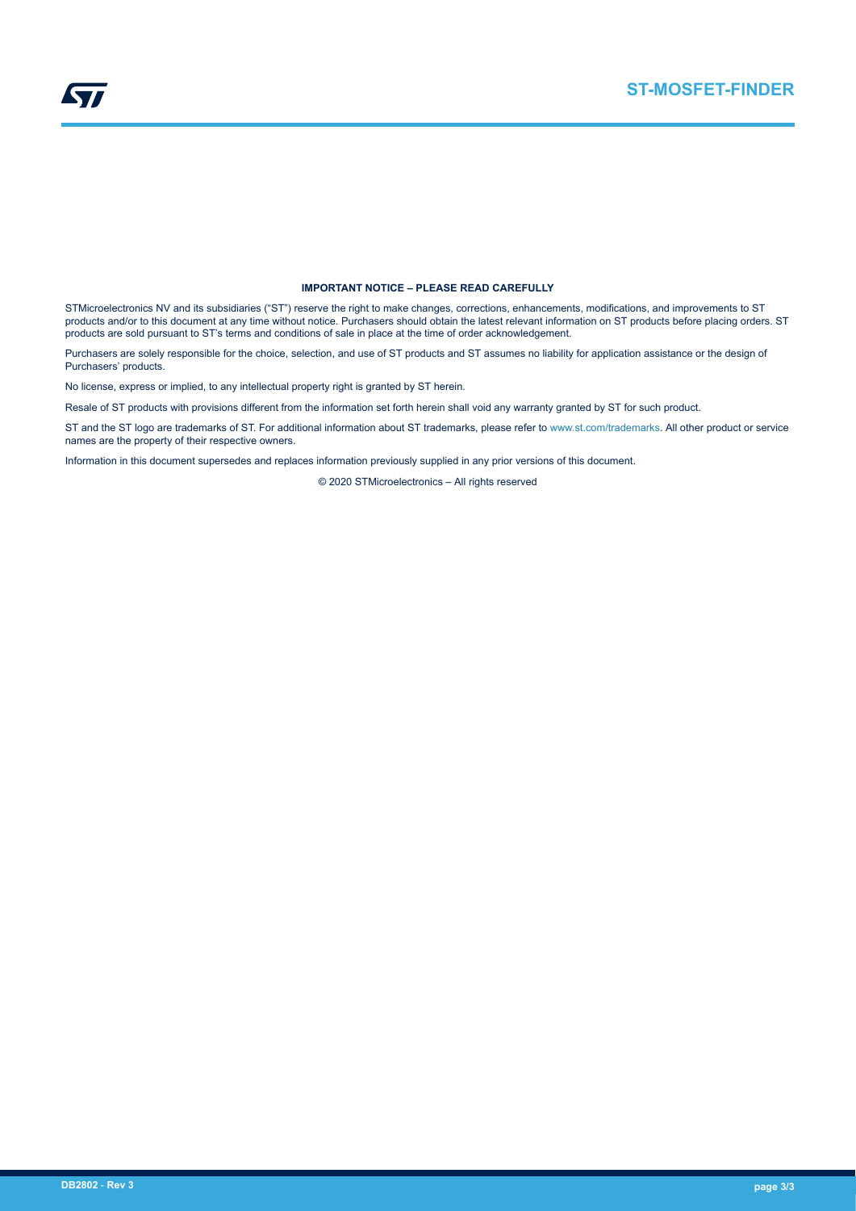**IMPORTANT NOTICE – PLEASE READ CAREFULLY**

STMicroelectronics NV and its subsidiaries (“ST”) reserve the right to make changes, corrections, enhancements, modifications, and improvements to ST products and/or to this document at any time without notice. Purchasers should obtain the latest relevant information on ST products before placing orders. ST products are sold pursuant to ST’s terms and conditions of sale in place at the time of order acknowledgement.

Purchasers are solely responsible for the choice, selection, and use of ST products and ST assumes no liability for application assistance or the design of Purchasers’ products.

No license, express or implied, to any intellectual property right is granted by ST herein.

Resale of ST products with provisions different from the information set forth herein shall void any warranty granted by ST for such product.

ST and the ST logo are trademarks of ST. For additional information about ST trademarks, please refer to www.st.com/trademarks. All other product or service names are the property of their respective owners.

Information in this document supersedes and replaces information previously supplied in any prior versions of this document.

© 2020 STMicroelectronics – All rights reserved